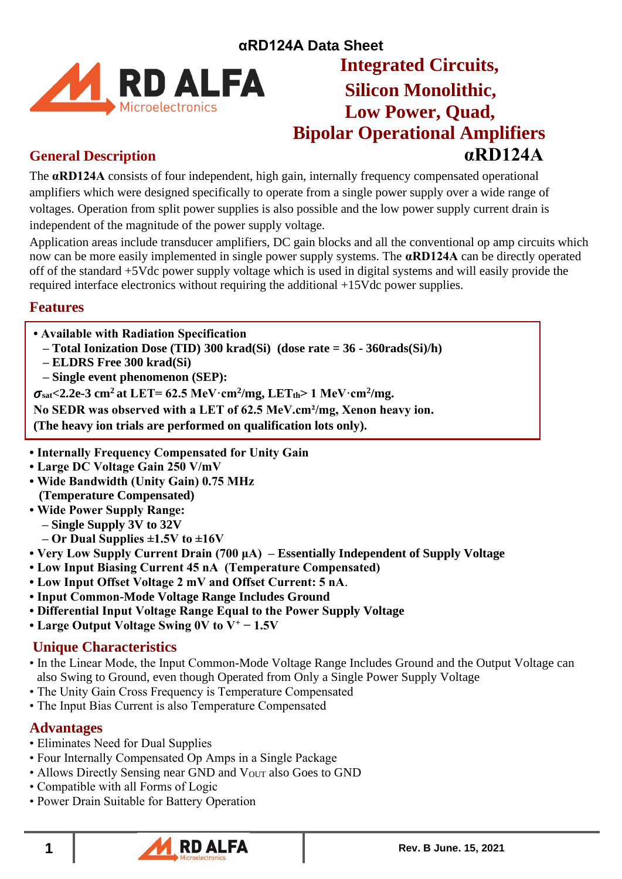αRD124A Data Sheet

# Integrated Circuits, Silicon Monolithic, Low Power, Quad, Bipolar Operational Amplifiers

# αRD124A

## General Description

The **αRD124A** consists of four independent, high gain, internally frequency compensated operational amplifiers which were designed specifically to operate from a single power supply over a wide range of voltages. Operation from split power supplies is also possible and the low power supply current drain is independent of the magnitude of the power supply voltage.

Application areas include transducer amplifiers, DC gain blocks and all the conventional op amp circuits which now can be more easily implemented in single power supply systems. The **αRD124A** can be directly operated off of the standard +5Vdc power supply voltage which is used in digital systems and will easily provide the required interface electronics without requiring the additional +15Vdc power supplies.

## Features

- **Available with Radiation Specification**
  - **Total Ionization Dose (TID) 300 krad(Si) (dose rate = 36 - 360rads(Si)/h)**
  - **ELDRS Free 300 krad(Si)**
  - **Single event phenomenon (SEP):**

**$\sigma_{sat}$<2.2e-3 cm$^2$ at LET= 62.5 MeV·cm$^2$/mg, LET$_{th}$> 1 MeV·cm$^2$/mg.**
**No SEDR was observed with a LET of 62.5 MeV.cm²/mg, Xenon heavy ion.**
**(The heavy ion trials are performed on qualification lots only).**

- **Internally Frequency Compensated for Unity Gain**
- **Large DC Voltage Gain 250 V/mV**
- **Wide Bandwidth (Unity Gain) 0.75 MHz (Temperature Compensated)**
- **Wide Power Supply Range:**
  - **Single Supply 3V to 32V**
  - **Or Dual Supplies ±1.5V to ±16V**
- **Very Low Supply Current Drain (700 μA) – Essentially Independent of Supply Voltage**
- **Low Input Biasing Current 45 nA (Temperature Compensated)**
- **Low Input Offset Voltage 2 mV and Offset Current: 5 nA.**
- **Input Common-Mode Voltage Range Includes Ground**
- **Differential Input Voltage Range Equal to the Power Supply Voltage**
- **Large Output Voltage Swing 0V to $V^+ - 1.5$V**

## Unique Characteristics

- In the Linear Mode, the Input Common-Mode Voltage Range Includes Ground and the Output Voltage can also Swing to Ground, even though Operated from Only a Single Power Supply Voltage
- The Unity Gain Cross Frequency is Temperature Compensated
- The Input Bias Current is also Temperature Compensated

## Advantages

- Eliminates Need for Dual Supplies
- Four Internally Compensated Op Amps in a Single Package
- Allows Directly Sensing near GND and $V_{OUT}$ also Goes to GND
- Compatible with all Forms of Logic
- Power Drain Suitable for Battery Operation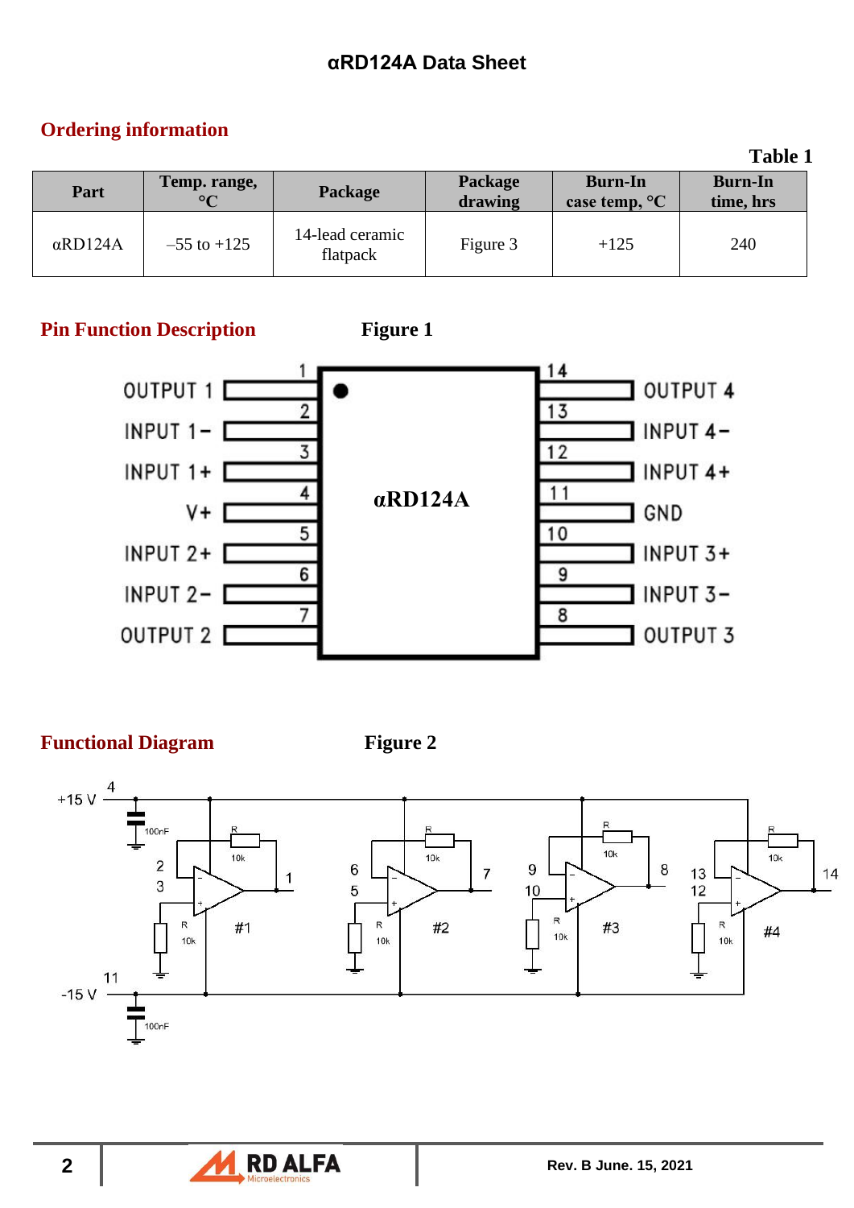## Ordering information

**Table 1**

| Part | Temp. range, °C | Package | Package drawing | Burn-In case temp, °C | Burn-In time, hrs |
|---|---|---|---|---|---|
| αRD124A | –55 to +125 | 14-lead ceramic flatpack | Figure 3 | +125 | 240 |

## Pin Function Description

**Figure 1**

| Pin | Function | Pin | Function |
|---|---|---|---|
| 1 | OUTPUT 1 | 14 | OUTPUT 4 |
| 2 | INPUT 1− | 13 | INPUT 4− |
| 3 | INPUT 1+ | 12 | INPUT 4+ |
| 4 | V+ | 11 | GND |
| 5 | INPUT 2+ | 10 | INPUT 3+ |
| 6 | INPUT 2− | 9 | INPUT 3− |
| 7 | OUTPUT 2 | 8 | OUTPUT 3 |

## Functional Diagram

**Figure 2**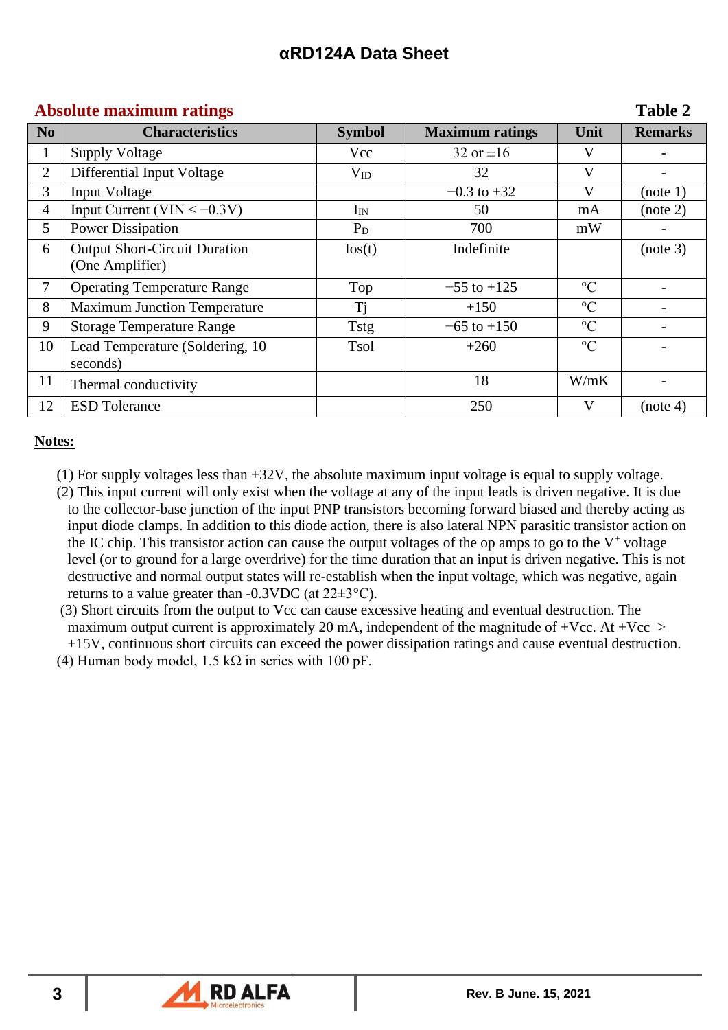## Absolute maximum ratings

**Table 2**

| No | Characteristics | Symbol | Maximum ratings | Unit | Remarks |
|---|---|---|---|---|---|
| 1 | Supply Voltage | Vcc | 32 or ±16 | V | - |
| 2 | Differential Input Voltage | $V_{ID}$ | 32 | V | - |
| 3 | Input Voltage | | −0.3 to +32 | V | (note 1) |
| 4 | Input Current (VIN < −0.3V) | $I_{IN}$ | 50 | mA | (note 2) |
| 5 | Power Dissipation | $P_D$ | 700 | mW | - |
| 6 | Output Short-Circuit Duration (One Amplifier) | Ios(t) | Indefinite | | (note 3) |
| 7 | Operating Temperature Range | Top | −55 to +125 | °C | - |
| 8 | Maximum Junction Temperature | Tj | +150 | °C | - |
| 9 | Storage Temperature Range | Tstg | −65 to +150 | °C | - |
| 10 | Lead Temperature (Soldering, 10 seconds) | Tsol | +260 | °C | - |
| 11 | Thermal conductivity | | 18 | W/mK | - |
| 12 | ESD Tolerance | | 250 | V | (note 4) |

**Notes:**

(1) For supply voltages less than +32V, the absolute maximum input voltage is equal to supply voltage.

(2) This input current will only exist when the voltage at any of the input leads is driven negative. It is due to the collector-base junction of the input PNP transistors becoming forward biased and thereby acting as input diode clamps. In addition to this diode action, there is also lateral NPN parasitic transistor action on the IC chip. This transistor action can cause the output voltages of the op amps to go to the $V^+$ voltage level (or to ground for a large overdrive) for the time duration that an input is driven negative. This is not destructive and normal output states will re-establish when the input voltage, which was negative, again returns to a value greater than -0.3VDC (at 22±3°C).

(3) Short circuits from the output to Vcc can cause excessive heating and eventual destruction. The maximum output current is approximately 20 mA, independent of the magnitude of +Vcc. At +Vcc > +15V, continuous short circuits can exceed the power dissipation ratings and cause eventual destruction.

(4) Human body model, 1.5 kΩ in series with 100 pF.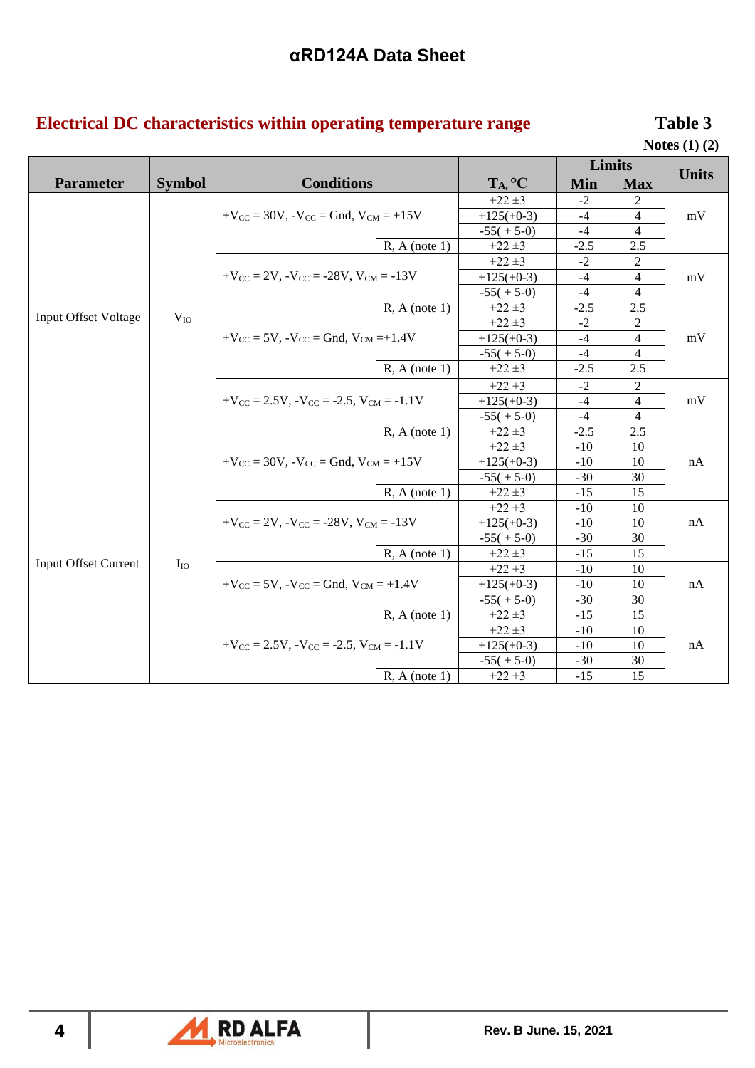## Electrical DC characteristics within operating temperature range

**Table 3**

**Notes (1) (2)**

| Parameter | Symbol | Conditions | | $T_A$, °C | Limits | | Units |
|---|---|---|---|---|---|---|---|
| | | | | | Min | Max | |
| Input Offset Voltage | $V_{IO}$ | $+V_{CC}$ = 30V, $-V_{CC}$ = Gnd, $V_{CM}$ = +15V | | +22 ±3 | -2 | 2 | mV |
| | | | | +125(+0-3) | -4 | 4 | |
| | | | | -55( + 5-0) | -4 | 4 | |
| | | | R, A (note 1) | +22 ±3 | -2.5 | 2.5 | |
| | | $+V_{CC}$ = 2V, $-V_{CC}$ = -28V, $V_{CM}$ = -13V | | +22 ±3 | -2 | 2 | mV |
| | | | | +125(+0-3) | -4 | 4 | |
| | | | | -55( + 5-0) | -4 | 4 | |
| | | | R, A (note 1) | +22 ±3 | -2.5 | 2.5 | |
| | | $+V_{CC}$ = 5V, $-V_{CC}$ = Gnd, $V_{CM}$ =+1.4V | | +22 ±3 | -2 | 2 | mV |
| | | | | +125(+0-3) | -4 | 4 | |
| | | | | -55( + 5-0) | -4 | 4 | |
| | | | R, A (note 1) | +22 ±3 | -2.5 | 2.5 | |
| | | $+V_{CC}$ = 2.5V, $-V_{CC}$ = -2.5, $V_{CM}$ = -1.1V | | +22 ±3 | -2 | 2 | mV |
| | | | | +125(+0-3) | -4 | 4 | |
| | | | | -55( + 5-0) | -4 | 4 | |
| | | | R, A (note 1) | +22 ±3 | -2.5 | 2.5 | |
| Input Offset Current | $I_{IO}$ | $+V_{CC}$ = 30V, $-V_{CC}$ = Gnd, $V_{CM}$ = +15V | | +22 ±3 | -10 | 10 | nA |
| | | | | +125(+0-3) | -10 | 10 | |
| | | | | -55( + 5-0) | -30 | 30 | |
| | | | R, A (note 1) | +22 ±3 | -15 | 15 | |
| | | $+V_{CC}$ = 2V, $-V_{CC}$ = -28V, $V_{CM}$ = -13V | | +22 ±3 | -10 | 10 | nA |
| | | | | +125(+0-3) | -10 | 10 | |
| | | | | -55( + 5-0) | -30 | 30 | |
| | | | R, A (note 1) | +22 ±3 | -15 | 15 | |
| | | $+V_{CC}$ = 5V, $-V_{CC}$ = Gnd, $V_{CM}$ = +1.4V | | +22 ±3 | -10 | 10 | nA |
| | | | | +125(+0-3) | -10 | 10 | |
| | | | | -55( + 5-0) | -30 | 30 | |
| | | | R, A (note 1) | +22 ±3 | -15 | 15 | |
| | | $+V_{CC}$ = 2.5V, $-V_{CC}$ = -2.5, $V_{CM}$ = -1.1V | | +22 ±3 | -10 | 10 | nA |
| | | | | +125(+0-3) | -10 | 10 | |
| | | | | -55( + 5-0) | -30 | 30 | |
| | | | R, A (note 1) | +22 ±3 | -15 | 15 | |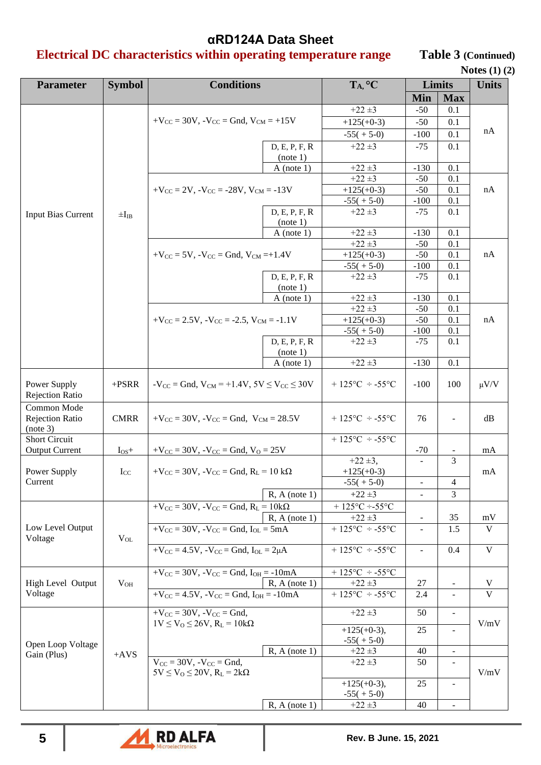# αRD124A Data Sheet

## Electrical DC characteristics within operating temperature range

**Table 3** (Continued)

**Notes (1) (2)**

| Parameter | Symbol | Conditions | | $T_A$, °C | Limits Min | Limits Max | Units |
|---|---|---|---|---|---|---|---|
| Input Bias Current | $\pm I_{IB}$ | $+V_{CC}$ = 30V, $-V_{CC}$ = Gnd, $V_{CM}$ = +15V | | +22 ±3 | -50 | 0.1 | nA |
| | | | | +125(+0-3) | -50 | 0.1 | |
| | | | | -55( + 5-0) | -100 | 0.1 | |
| | | | D, E, P, F, R (note 1) | +22 ±3 | -75 | 0.1 | |
| | | | A (note 1) | +22 ±3 | -130 | 0.1 | |
| | | $+V_{CC}$ = 2V, $-V_{CC}$ = -28V, $V_{CM}$ = -13V | | +22 ±3 | -50 | 0.1 | nA |
| | | | | +125(+0-3) | -50 | 0.1 | |
| | | | | -55( + 5-0) | -100 | 0.1 | |
| | | | D, E, P, F, R (note 1) | +22 ±3 | -75 | 0.1 | |
| | | | A (note 1) | +22 ±3 | -130 | 0.1 | |
| | | $+V_{CC}$ = 5V, $-V_{CC}$ = Gnd, $V_{CM}$ =+1.4V | | +22 ±3 | -50 | 0.1 | nA |
| | | | | +125(+0-3) | -50 | 0.1 | |
| | | | | -55( + 5-0) | -100 | 0.1 | |
| | | | D, E, P, F, R (note 1) | +22 ±3 | -75 | 0.1 | |
| | | | A (note 1) | +22 ±3 | -130 | 0.1 | |
| | | $+V_{CC}$ = 2.5V, $-V_{CC}$ = -2.5, $V_{CM}$ = -1.1V | | +22 ±3 | -50 | 0.1 | nA |
| | | | | +125(+0-3) | -50 | 0.1 | |
| | | | | -55( + 5-0) | -100 | 0.1 | |
| | | | D, E, P, F, R (note 1) | +22 ±3 | -75 | 0.1 | |
| | | | A (note 1) | +22 ±3 | -130 | 0.1 | |
| Power Supply Rejection Ratio | +PSRR | $-V_{CC}$ = Gnd, $V_{CM}$ = +1.4V, 5V ≤ $V_{CC}$ ≤ 30V | | + 125°C ÷ -55°C | -100 | 100 | µV/V |
| Common Mode Rejection Ratio (note 3) | CMRR | $+V_{CC}$ = 30V, $-V_{CC}$ = Gnd, $V_{CM}$ = 28.5V | | + 125°C ÷ -55°C | 76 | - | dB |
| Short Circuit Output Current | $I_{OS}$+ | $+V_{CC}$ = 30V, $-V_{CC}$ = Gnd, $V_O$ = 25V | | + 125°C ÷ -55°C | -70 | - | mA |
| Power Supply Current | $I_{CC}$ | $+V_{CC}$ = 30V, $-V_{CC}$ = Gnd, $R_L$ = 10 kΩ | | +22 ±3, +125(+0-3) | - | 3 | mA |
| | | | | -55( + 5-0) | - | 4 | |
| | | | R, A (note 1) | +22 ±3 | - | 3 | |
| Low Level Output Voltage | $V_{OL}$ | $+V_{CC}$ = 30V, $-V_{CC}$ = Gnd, $R_L$ = 10kΩ | | + 125°C ÷-55°C | - | 35 | mV |
| | | | R, A (note 1) | +22 ±3 | | | |
| | | $+V_{CC}$ = 30V, $-V_{CC}$ = Gnd, $I_{OL}$ = 5mA | | + 125°C ÷ -55°C | - | 1.5 | V |
| | | $+V_{CC}$ = 4.5V, $-V_{CC}$ = Gnd, $I_{OL}$ = 2µA | | + 125°C ÷ -55°C | - | 0.4 | V |
| High Level Output Voltage | $V_{OH}$ | $+V_{CC}$ = 30V, $-V_{CC}$ = Gnd, $I_{OH}$ = -10mA | | + 125°C ÷ -55°C | 27 | - | V |
| | | | R, A (note 1) | +22 ±3 | | | |
| | | $+V_{CC}$ = 4.5V, $-V_{CC}$ = Gnd, $I_{OH}$ = -10mA | | + 125°C ÷ -55°C | 2.4 | - | V |
| Open Loop Voltage Gain (Plus) | +AVS | $+V_{CC}$ = 30V, $-V_{CC}$ = Gnd, 1V ≤ $V_O$ ≤ 26V, $R_L$ = 10kΩ | | +22 ±3 | 50 | - | V/mV |
| | | | | +125(+0-3), -55( + 5-0) | 25 | - | |
| | | | R, A (note 1) | +22 ±3 | 40 | - | |
| | | $V_{CC}$ = 30V, $-V_{CC}$ = Gnd, 5V ≤ $V_O$ ≤ 20V, $R_L$ = 2kΩ | | +22 ±3 | 50 | - | V/mV |
| | | | | +125(+0-3), -55( + 5-0) | 25 | - | |
| | | | R, A (note 1) | +22 ±3 | 40 | - | |

Rev. B June. 15, 2021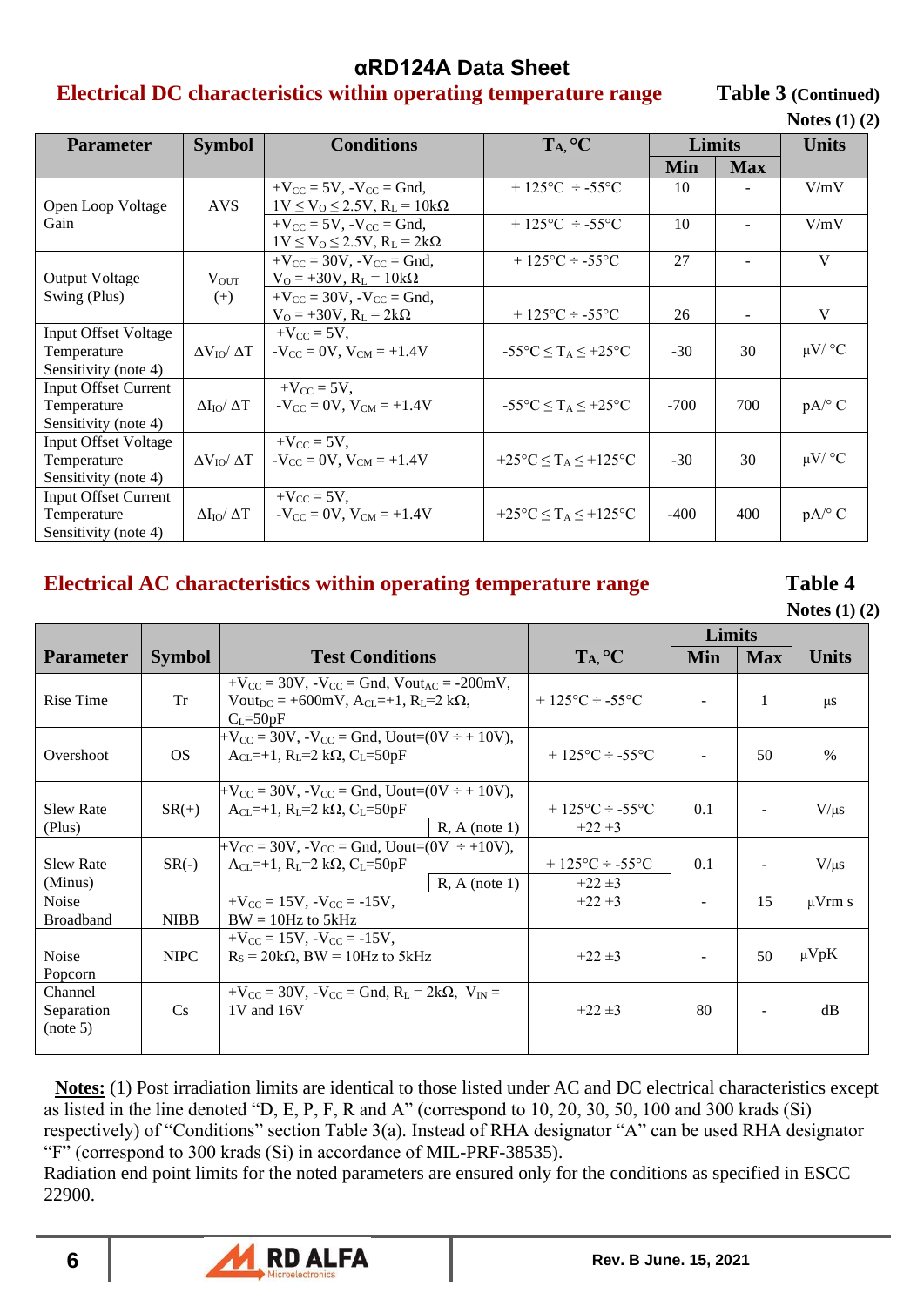# αRD124A Data Sheet

## Electrical DC characteristics within operating temperature range

**Table 3** (Continued)

**Notes (1) (2)**

| Parameter | Symbol | Conditions | $T_A$, °C | Limits | | Units |
|---|---|---|---|---|---|---|
| | | | | Min | Max | |
| Open Loop Voltage Gain | AVS | $+V_{CC}$ = 5V, $-V_{CC}$ = Gnd, $1V \le V_O \le 2.5V$, $R_L$ = 10kΩ | + 125°C ÷ -55°C | 10 | - | V/mV |
| | | $+V_{CC}$ = 5V, $-V_{CC}$ = Gnd, $1V \le V_O \le 2.5V$, $R_L$ = 2kΩ | + 125°C ÷ -55°C | 10 | - | V/mV |
| Output Voltage Swing (Plus) | $V_{OUT}$ (+) | $+V_{CC}$ = 30V, $-V_{CC}$ = Gnd, $V_O$ = +30V, $R_L$ = 10kΩ | + 125°C ÷ -55°C | 27 | - | V |
| | | $+V_{CC}$ = 30V, $-V_{CC}$ = Gnd, $V_O$ = +30V, $R_L$ = 2kΩ | + 125°C ÷ -55°C | 26 | - | V |
| Input Offset Voltage Temperature Sensitivity (note 4) | $\Delta V_{IO}/\Delta T$ | $+V_{CC}$ = 5V, $-V_{CC}$ = 0V, $V_{CM}$ = +1.4V | $-55°C \le T_A \le +25°C$ | -30 | 30 | µV/ °C |
| Input Offset Current Temperature Sensitivity (note 4) | $\Delta I_{IO}/\Delta T$ | $+V_{CC}$ = 5V, $-V_{CC}$ = 0V, $V_{CM}$ = +1.4V | $-55°C \le T_A \le +25°C$ | -700 | 700 | pA/° C |
| Input Offset Voltage Temperature Sensitivity (note 4) | $\Delta V_{IO}/\Delta T$ | $+V_{CC}$ = 5V, $-V_{CC}$ = 0V, $V_{CM}$ = +1.4V | $+25°C \le T_A \le +125°C$ | -30 | 30 | µV/ °C |
| Input Offset Current Temperature Sensitivity (note 4) | $\Delta I_{IO}/\Delta T$ | $+V_{CC}$ = 5V, $-V_{CC}$ = 0V, $V_{CM}$ = +1.4V | $+25°C \le T_A \le +125°C$ | -400 | 400 | pA/° C |

## Electrical AC characteristics within operating temperature range

**Table 4**

**Notes (1) (2)**

| Parameter | Symbol | Test Conditions | $T_A$, °C | Limits | | Units |
|---|---|---|---|---|---|---|
| | | | | Min | Max | |
| Rise Time | Tr | $+V_{CC}$ = 30V, $-V_{CC}$ = Gnd, $Vout_{AC}$ = -200mV, $Vout_{DC}$ = +600mV, $A_{CL}$=+1, $R_L$=2 kΩ, $C_L$=50pF | + 125°C ÷ -55°C | - | 1 | µs |
| Overshoot | OS | $+V_{CC}$ = 30V, $-V_{CC}$ = Gnd, Uout=(0V ÷ + 10V), $A_{CL}$=+1, $R_L$=2 kΩ, $C_L$=50pF | + 125°C ÷ -55°C | - | 50 | % |
| Slew Rate (Plus) | SR(+) | $+V_{CC}$ = 30V, $-V_{CC}$ = Gnd, Uout=(0V ÷ + 10V), $A_{CL}$=+1, $R_L$=2 kΩ, $C_L$=50pF | + 125°C ÷ -55°C | 0.1 | - | V/µs |
| | | R, A (note 1) | +22 ±3 | | | |
| Slew Rate (Minus) | SR(-) | $+V_{CC}$ = 30V, $-V_{CC}$ = Gnd, Uout=(0V ÷ +10V), $A_{CL}$=+1, $R_L$=2 kΩ, $C_L$=50pF | + 125°C ÷ -55°C | 0.1 | - | V/µs |
| | | R, A (note 1) | +22 ±3 | | | |
| Noise Broadband | NIBB | $+V_{CC}$ = 15V, $-V_{CC}$ = -15V, BW = 10Hz to 5kHz | +22 ±3 | - | 15 | µVrm s |
| Noise Popcorn | NIPC | $+V_{CC}$ = 15V, $-V_{CC}$ = -15V, $R_S$ = 20kΩ, BW = 10Hz to 5kHz | +22 ±3 | - | 50 | µVpK |
| Channel Separation (note 5) | Cs | $+V_{CC}$ = 30V, $-V_{CC}$ = Gnd, $R_L$ = 2kΩ, $V_{IN}$ = 1V and 16V | +22 ±3 | 80 | - | dB |

**Notes:** (1) Post irradiation limits are identical to those listed under AC and DC electrical characteristics except as listed in the line denoted "D, E, P, F, R and A" (correspond to 10, 20, 30, 50, 100 and 300 krads (Si) respectively) of "Conditions" section Table 3(a). Instead of RHA designator "A" can be used RHA designator "F" (correspond to 300 krads (Si) in accordance of MIL-PRF-38535).
Radiation end point limits for the noted parameters are ensured only for the conditions as specified in ESCC 22900.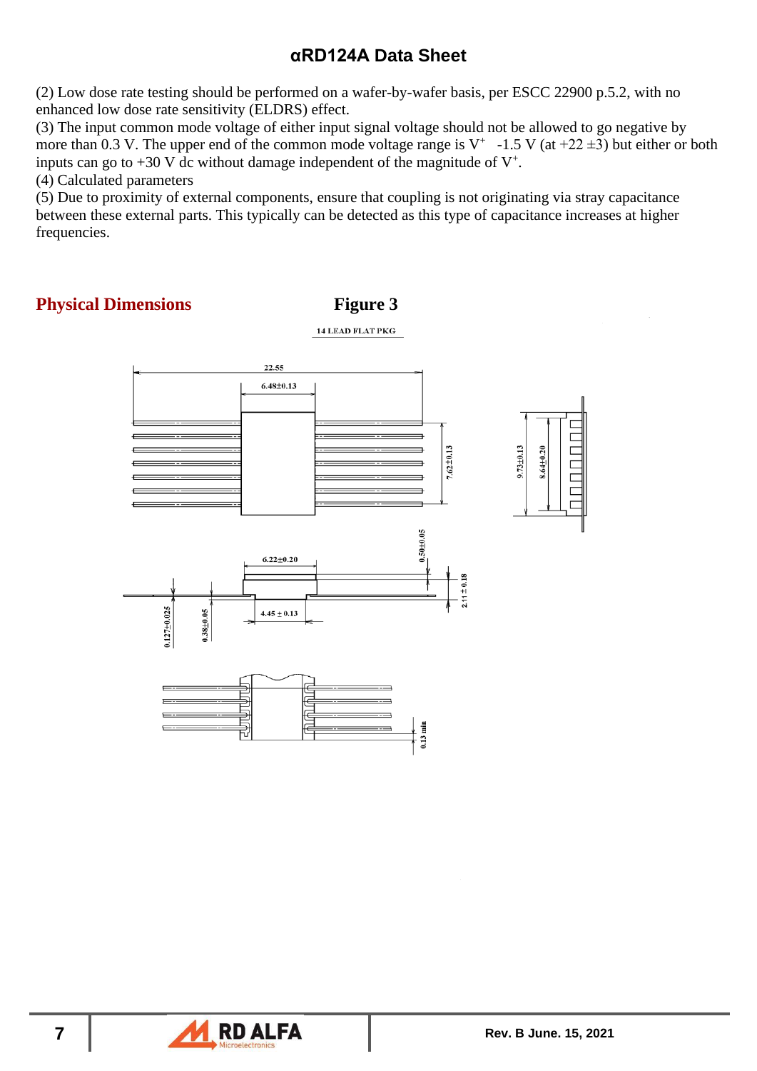(2) Low dose rate testing should be performed on a wafer-by-wafer basis, per ESCC 22900 p.5.2, with no enhanced low dose rate sensitivity (ELDRS) effect.
(3) The input common mode voltage of either input signal voltage should not be allowed to go negative by more than 0.3 V. The upper end of the common mode voltage range is $V^+$ -1.5 V (at +22 ±3) but either or both inputs can go to +30 V dc without damage independent of the magnitude of $V^+$.
(4) Calculated parameters
(5) Due to proximity of external components, ensure that coupling is not originating via stray capacitance between these external parts. This typically can be detected as this type of capacitance increases at higher frequencies.

## Physical Dimensions

**Figure 3**

14 LEAD FLAT PKG

22.55
6.48±0.13
7.62±0.13
9.73±0.13
8.64±0.20
0.50±0.05
6.22±0.20
2.11 ± 0.18
0.127±0.025
0.38±0.05
4.45 ± 0.13
0.13 min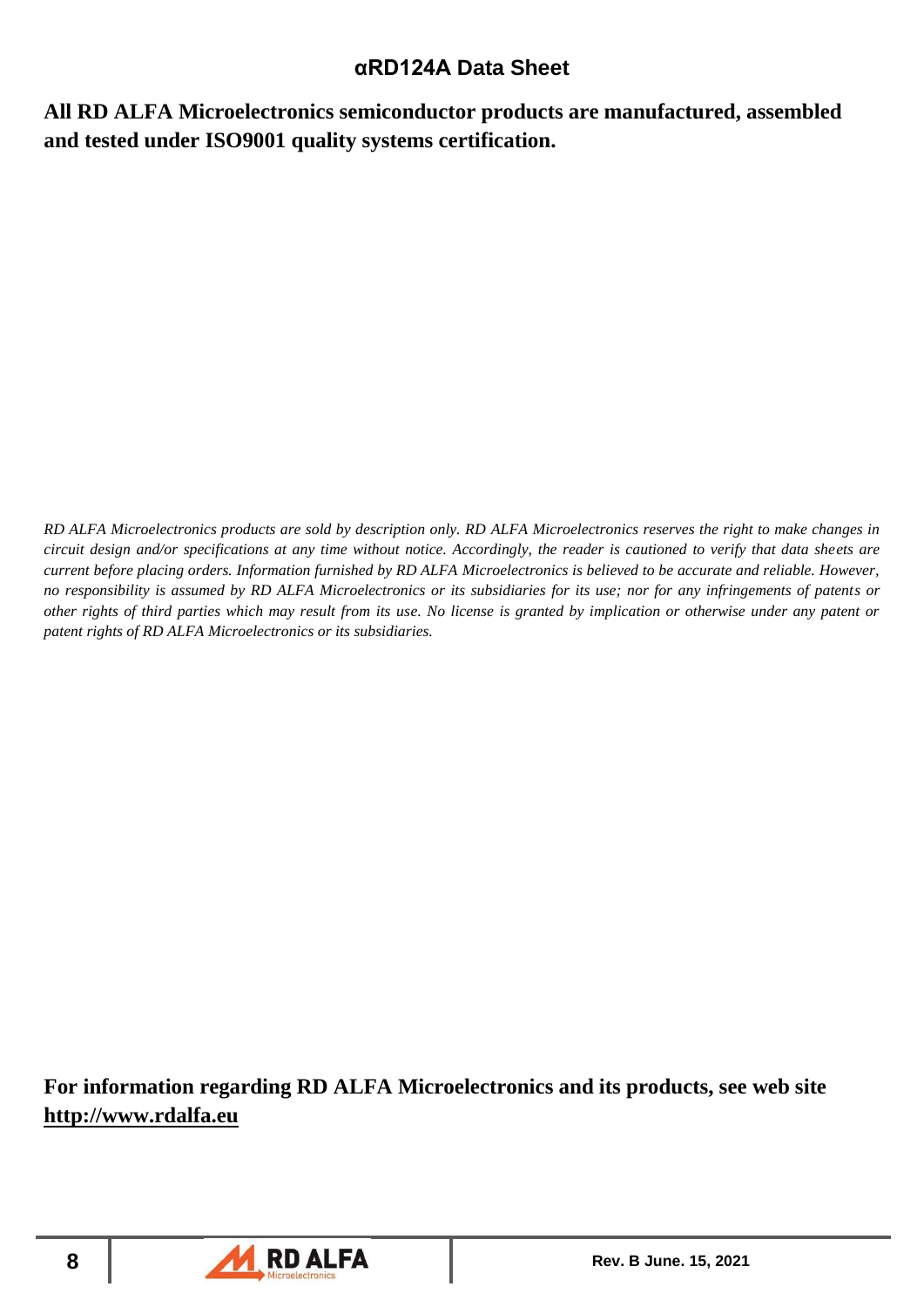**All RD ALFA Microelectronics semiconductor products are manufactured, assembled and tested under ISO9001 quality systems certification.**

*RD ALFA Microelectronics products are sold by description only. RD ALFA Microelectronics reserves the right to make changes in circuit design and/or specifications at any time without notice. Accordingly, the reader is cautioned to verify that data sheets are current before placing orders. Information furnished by RD ALFA Microelectronics is believed to be accurate and reliable. However, no responsibility is assumed by RD ALFA Microelectronics or its subsidiaries for its use; nor for any infringements of patents or other rights of third parties which may result from its use. No license is granted by implication or otherwise under any patent or patent rights of RD ALFA Microelectronics or its subsidiaries.*

**For information regarding RD ALFA Microelectronics and its products, see web site [http://www.rdalfa.eu](http://www.rdalfa.eu)**